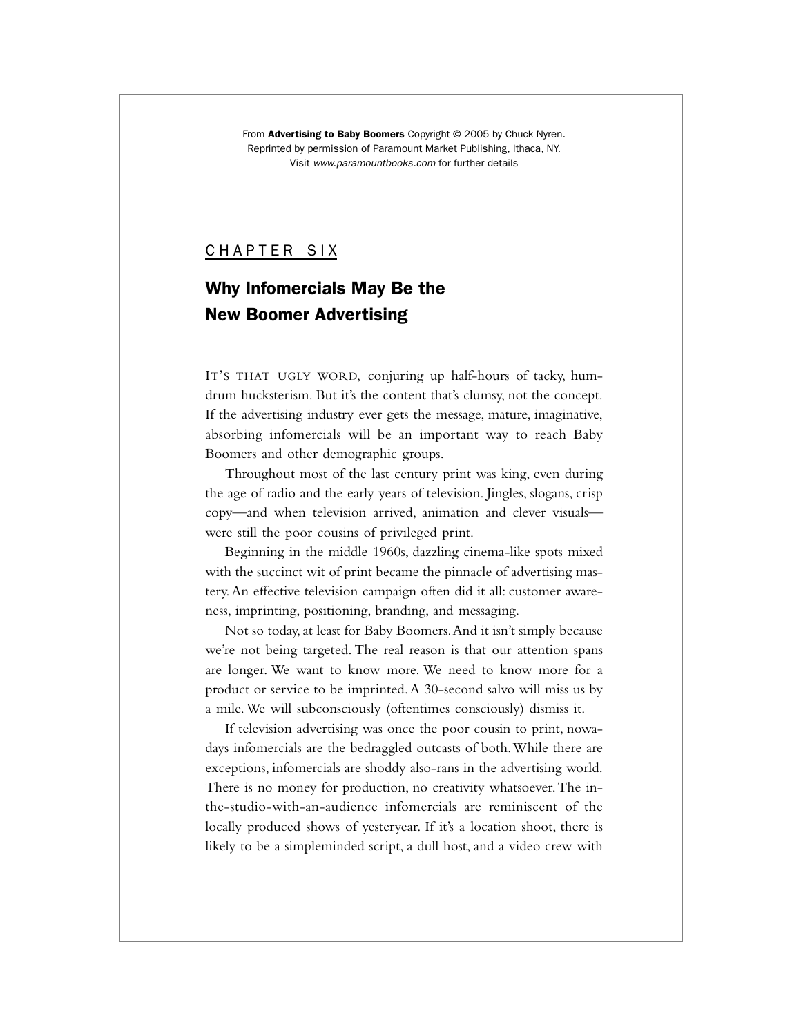From **Advertising to Baby Boomers** Copyright © 2005 by Chuck Nyren.
Reprinted by permission of Paramount Market Publishing, Ithaca, NY.
Visit *www.paramountbooks.com* for further details

## CHAPTER SIX

# Why Infomercials May Be the New Boomer Advertising

IT'S THAT UGLY WORD, conjuring up half-hours of tacky, humdrum hucksterism. But it's the content that's clumsy, not the concept. If the advertising industry ever gets the message, mature, imaginative, absorbing infomercials will be an important way to reach Baby Boomers and other demographic groups.

Throughout most of the last century print was king, even during the age of radio and the early years of television. Jingles, slogans, crisp copy—and when television arrived, animation and clever visuals—were still the poor cousins of privileged print.

Beginning in the middle 1960s, dazzling cinema-like spots mixed with the succinct wit of print became the pinnacle of advertising mastery. An effective television campaign often did it all: customer awareness, imprinting, positioning, branding, and messaging.

Not so today, at least for Baby Boomers. And it isn't simply because we're not being targeted. The real reason is that our attention spans are longer. We want to know more. We need to know more for a product or service to be imprinted. A 30-second salvo will miss us by a mile. We will subconsciously (oftentimes consciously) dismiss it.

If television advertising was once the poor cousin to print, nowadays infomercials are the bedraggled outcasts of both. While there are exceptions, infomercials are shoddy also-rans in the advertising world. There is no money for production, no creativity whatsoever. The in-the-studio-with-an-audience infomercials are reminiscent of the locally produced shows of yesteryear. If it's a location shoot, there is likely to be a simpleminded script, a dull host, and a video crew with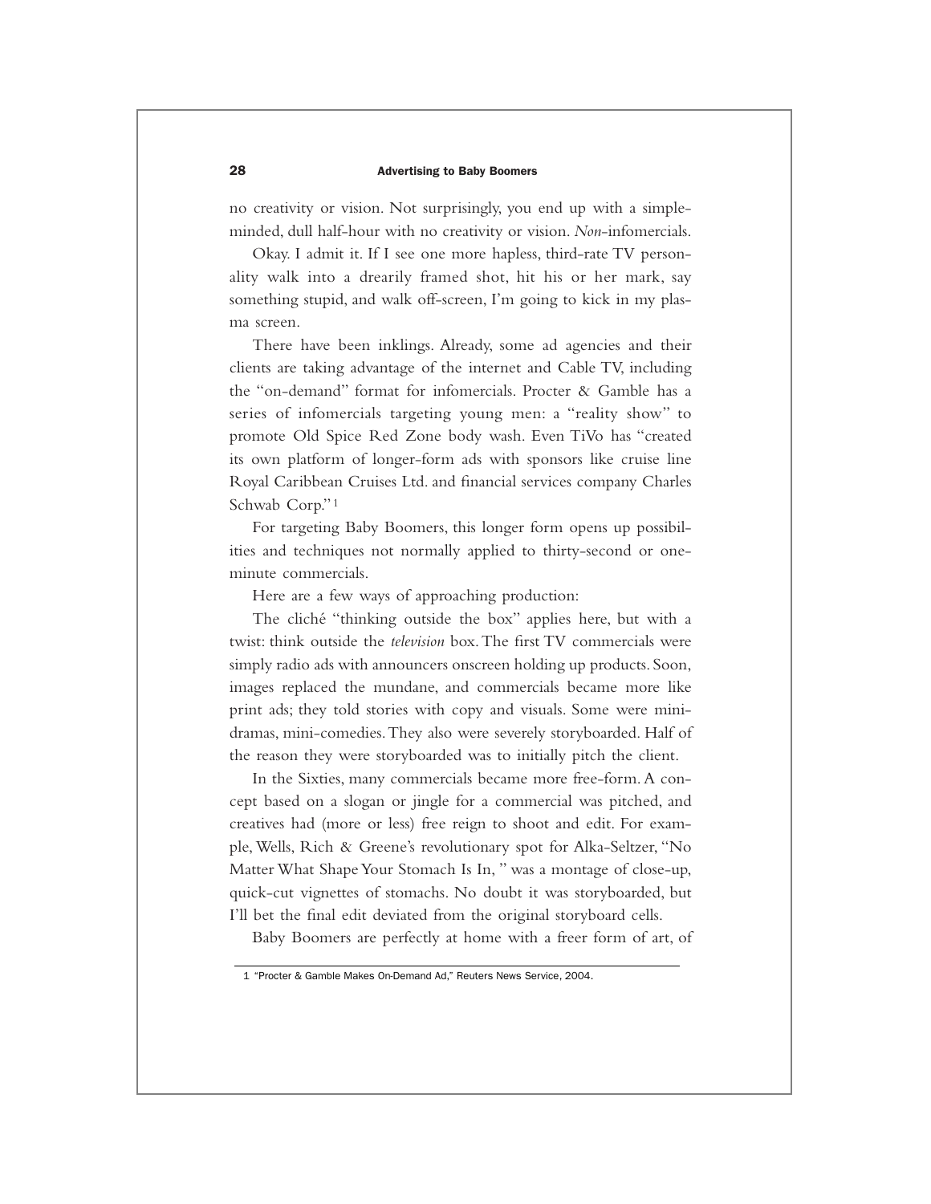no creativity or vision. Not surprisingly, you end up with a simple-minded, dull half-hour with no creativity or vision. *Non*-infomercials.

Okay. I admit it. If I see one more hapless, third-rate TV personality walk into a drearily framed shot, hit his or her mark, say something stupid, and walk off-screen, I'm going to kick in my plasma screen.

There have been inklings. Already, some ad agencies and their clients are taking advantage of the internet and Cable TV, including the "on-demand" format for infomercials. Procter & Gamble has a series of infomercials targeting young men: a "reality show" to promote Old Spice Red Zone body wash. Even TiVo has "created its own platform of longer-form ads with sponsors like cruise line Royal Caribbean Cruises Ltd. and financial services company Charles Schwab Corp."[1]

For targeting Baby Boomers, this longer form opens up possibilities and techniques not normally applied to thirty-second or one-minute commercials.

Here are a few ways of approaching production:

The cliché "thinking outside the box" applies here, but with a twist: think outside the *television* box. The first TV commercials were simply radio ads with announcers onscreen holding up products. Soon, images replaced the mundane, and commercials became more like print ads; they told stories with copy and visuals. Some were mini-dramas, mini-comedies. They also were severely storyboarded. Half of the reason they were storyboarded was to initially pitch the client.

In the Sixties, many commercials became more free-form. A concept based on a slogan or jingle for a commercial was pitched, and creatives had (more or less) free reign to shoot and edit. For example, Wells, Rich & Greene's revolutionary spot for Alka-Seltzer, "No Matter What Shape Your Stomach Is In, " was a montage of close-up, quick-cut vignettes of stomachs. No doubt it was storyboarded, but I'll bet the final edit deviated from the original storyboard cells.

Baby Boomers are perfectly at home with a freer form of art, of

---

1 "Procter & Gamble Makes On-Demand Ad," Reuters News Service, 2004.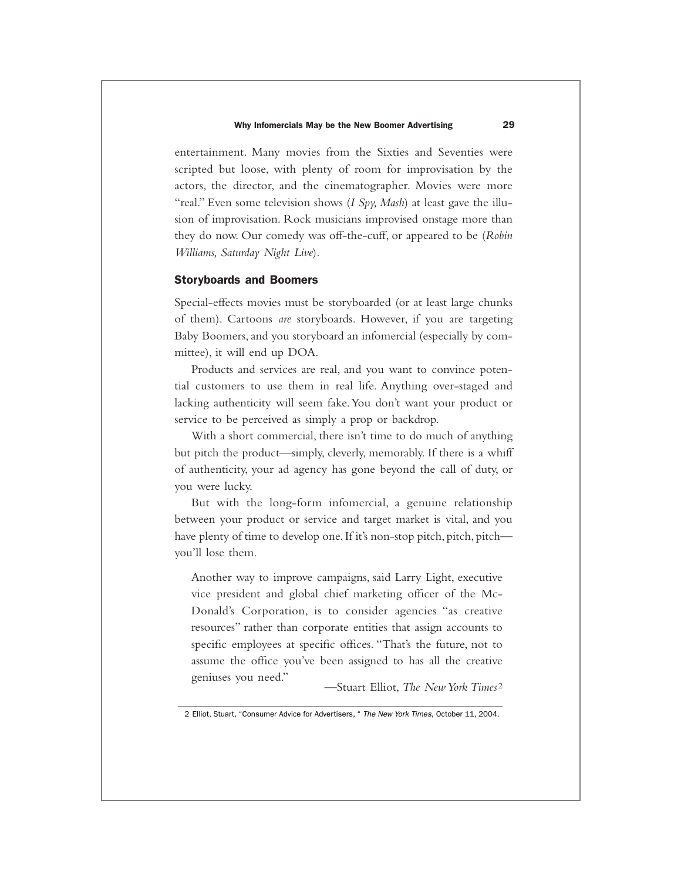entertainment. Many movies from the Sixties and Seventies were scripted but loose, with plenty of room for improvisation by the actors, the director, and the cinematographer. Movies were more "real." Even some television shows (*I Spy, Mash*) at least gave the illusion of improvisation. Rock musicians improvised onstage more than they do now. Our comedy was off-the-cuff, or appeared to be (*Robin Williams, Saturday Night Live*).

## Storyboards and Boomers

Special-effects movies must be storyboarded (or at least large chunks of them). Cartoons *are* storyboards. However, if you are targeting Baby Boomers, and you storyboard an infomercial (especially by committee), it will end up DOA.

Products and services are real, and you want to convince potential customers to use them in real life. Anything over-staged and lacking authenticity will seem fake. You don't want your product or service to be perceived as simply a prop or backdrop.

With a short commercial, there isn't time to do much of anything but pitch the product—simply, cleverly, memorably. If there is a whiff of authenticity, your ad agency has gone beyond the call of duty, or you were lucky.

But with the long-form infomercial, a genuine relationship between your product or service and target market is vital, and you have plenty of time to develop one. If it's non-stop pitch, pitch, pitch—you'll lose them.

> Another way to improve campaigns, said Larry Light, executive vice president and global chief marketing officer of the McDonald's Corporation, is to consider agencies "as creative resources" rather than corporate entities that assign accounts to specific employees at specific offices. "That's the future, not to assume the office you've been assigned to has all the creative geniuses you need."
>
> —Stuart Elliot, *The New York Times*[2]

---

2 Elliot, Stuart, "Consumer Advice for Advertisers, " *The New York Times,* October 11, 2004.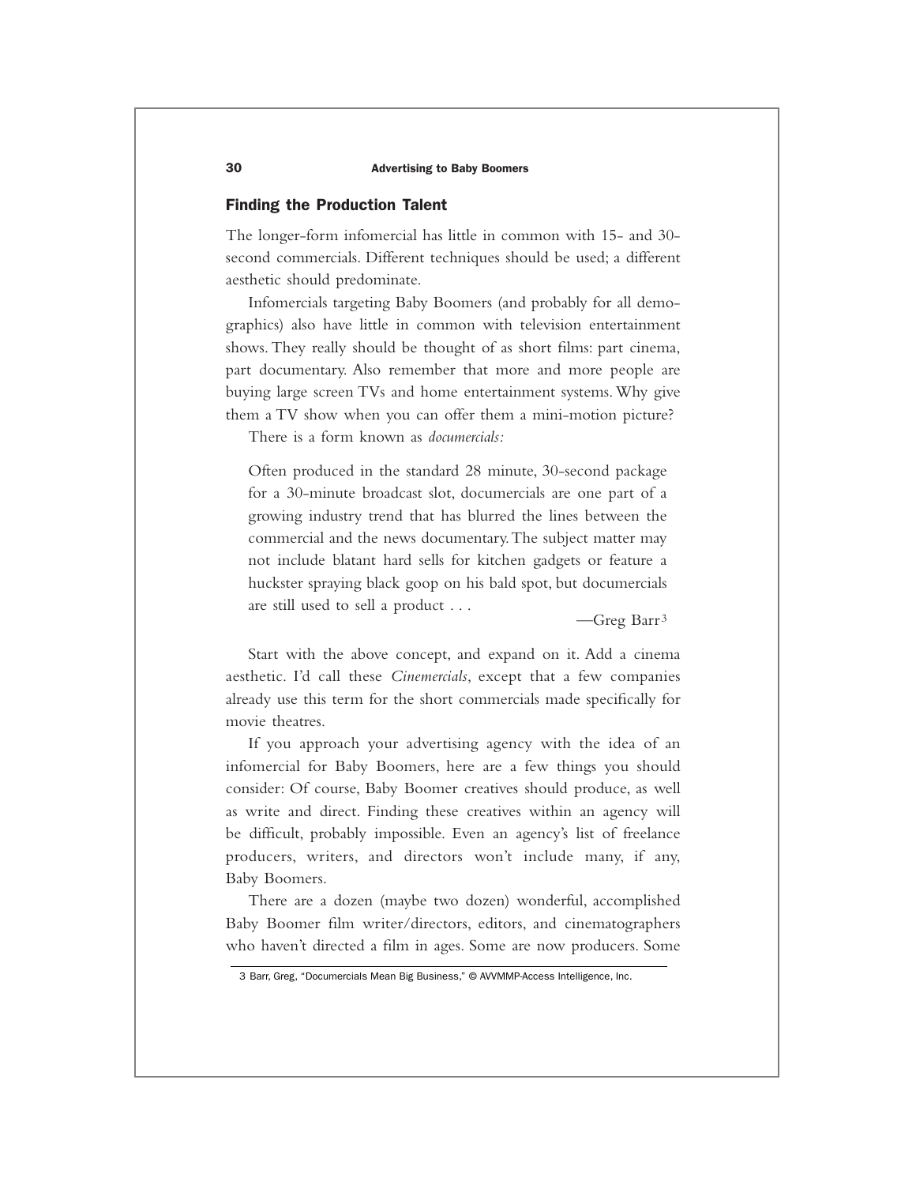## Finding the Production Talent

The longer-form infomercial has little in common with 15- and 30-second commercials. Different techniques should be used; a different aesthetic should predominate.

Infomercials targeting Baby Boomers (and probably for all demographics) also have little in common with television entertainment shows. They really should be thought of as short films: part cinema, part documentary. Also remember that more and more people are buying large screen TVs and home entertainment systems. Why give them a TV show when you can offer them a mini-motion picture?

There is a form known as *documercials:*

> Often produced in the standard 28 minute, 30-second package for a 30-minute broadcast slot, documercials are one part of a growing industry trend that has blurred the lines between the commercial and the news documentary. The subject matter may not include blatant hard sells for kitchen gadgets or feature a huckster spraying black goop on his bald spot, but documercials are still used to sell a product . . .
>
> —Greg Barr[3]

Start with the above concept, and expand on it. Add a cinema aesthetic. I'd call these *Cinemercials*, except that a few companies already use this term for the short commercials made specifically for movie theatres.

If you approach your advertising agency with the idea of an infomercial for Baby Boomers, here are a few things you should consider: Of course, Baby Boomer creatives should produce, as well as write and direct. Finding these creatives within an agency will be difficult, probably impossible. Even an agency's list of freelance producers, writers, and directors won't include many, if any, Baby Boomers.

There are a dozen (maybe two dozen) wonderful, accomplished Baby Boomer film writer/directors, editors, and cinematographers who haven't directed a film in ages. Some are now producers. Some

---

3 Barr, Greg, "Documercials Mean Big Business," © AVVMMP-Access Intelligence, Inc.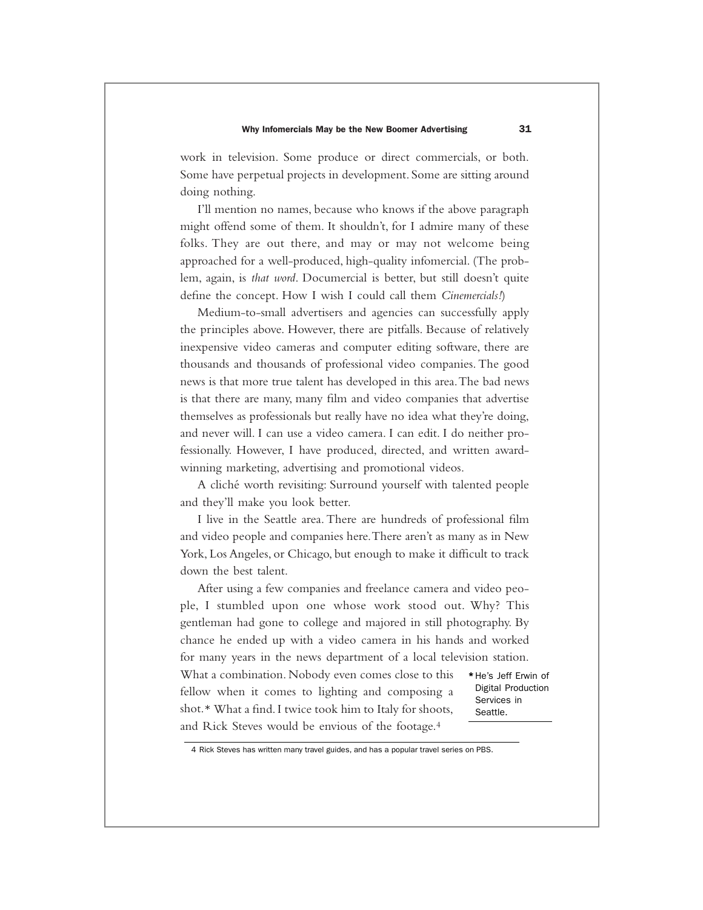work in television. Some produce or direct commercials, or both. Some have perpetual projects in development. Some are sitting around doing nothing.

I'll mention no names, because who knows if the above paragraph might offend some of them. It shouldn't, for I admire many of these folks. They are out there, and may or may not welcome being approached for a well-produced, high-quality infomercial. (The problem, again, is *that word*. Documercial is better, but still doesn't quite define the concept. How I wish I could call them *Cinemercials!*)

Medium-to-small advertisers and agencies can successfully apply the principles above. However, there are pitfalls. Because of relatively inexpensive video cameras and computer editing software, there are thousands and thousands of professional video companies. The good news is that more true talent has developed in this area. The bad news is that there are many, many film and video companies that advertise themselves as professionals but really have no idea what they're doing, and never will. I can use a video camera. I can edit. I do neither professionally. However, I have produced, directed, and written award-winning marketing, advertising and promotional videos.

A cliché worth revisiting: Surround yourself with talented people and they'll make you look better.

I live in the Seattle area. There are hundreds of professional film and video people and companies here. There aren't as many as in New York, Los Angeles, or Chicago, but enough to make it difficult to track down the best talent.

After using a few companies and freelance camera and video people, I stumbled upon one whose work stood out. Why? This gentleman had gone to college and majored in still photography. By chance he ended up with a video camera in his hands and worked for many years in the news department of a local television station. What a combination. Nobody even comes close to this fellow when it comes to lighting and composing a shot.* What a find. I twice took him to Italy for shoots, and Rick Steves would be envious of the footage.[4]

*He's Jeff Erwin of Digital Production Services in Seattle.

4 Rick Steves has written many travel guides, and has a popular travel series on PBS.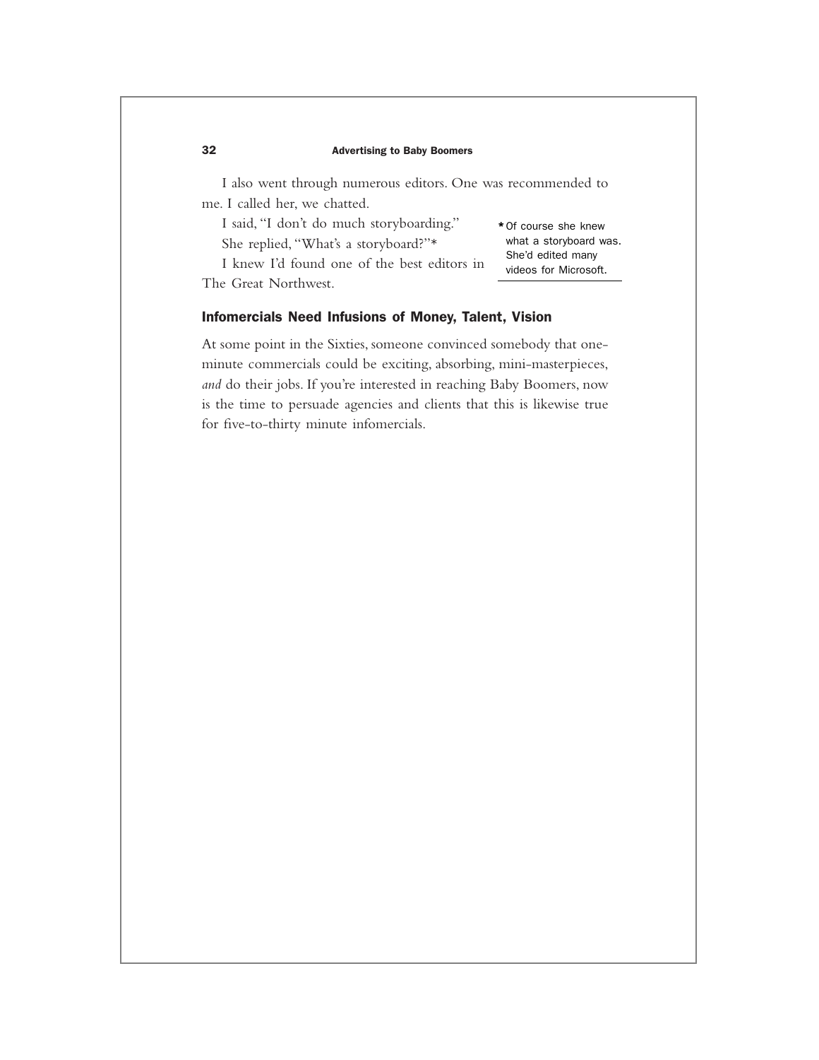I also went through numerous editors. One was recommended to me. I called her, we chatted.

I said, "I don't do much storyboarding."

She replied, "What's a storyboard?"*

I knew I'd found one of the best editors in The Great Northwest.

*Of course she knew what a storyboard was. She'd edited many videos for Microsoft.

### Infomercials Need Infusions of Money, Talent, Vision

At some point in the Sixties, someone convinced somebody that one-minute commercials could be exciting, absorbing, mini-masterpieces, *and* do their jobs. If you're interested in reaching Baby Boomers, now is the time to persuade agencies and clients that this is likewise true for five-to-thirty minute infomercials.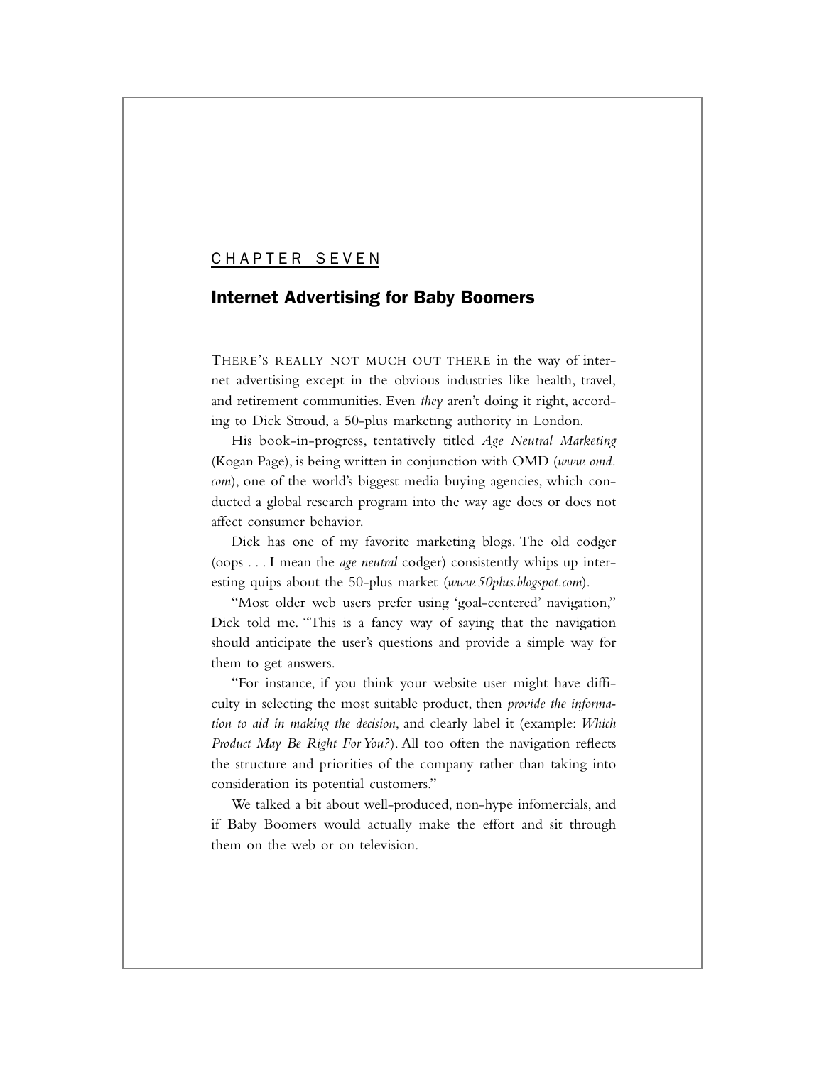CHAPTER SEVEN

# Internet Advertising for Baby Boomers

THERE'S REALLY NOT MUCH OUT THERE in the way of internet advertising except in the obvious industries like health, travel, and retirement communities. Even *they* aren't doing it right, according to Dick Stroud, a 50-plus marketing authority in London.

His book-in-progress, tentatively titled *Age Neutral Marketing* (Kogan Page), is being written in conjunction with OMD (*www.omd.com*), one of the world's biggest media buying agencies, which conducted a global research program into the way age does or does not affect consumer behavior.

Dick has one of my favorite marketing blogs. The old codger (oops . . . I mean the *age neutral* codger) consistently whips up interesting quips about the 50-plus market (*www.50plus.blogspot.com*).

"Most older web users prefer using 'goal-centered' navigation," Dick told me. "This is a fancy way of saying that the navigation should anticipate the user's questions and provide a simple way for them to get answers.

"For instance, if you think your website user might have difficulty in selecting the most suitable product, then *provide the information to aid in making the decision*, and clearly label it (example: *Which Product May Be Right For You?*). All too often the navigation reflects the structure and priorities of the company rather than taking into consideration its potential customers."

We talked a bit about well-produced, non-hype infomercials, and if Baby Boomers would actually make the effort and sit through them on the web or on television.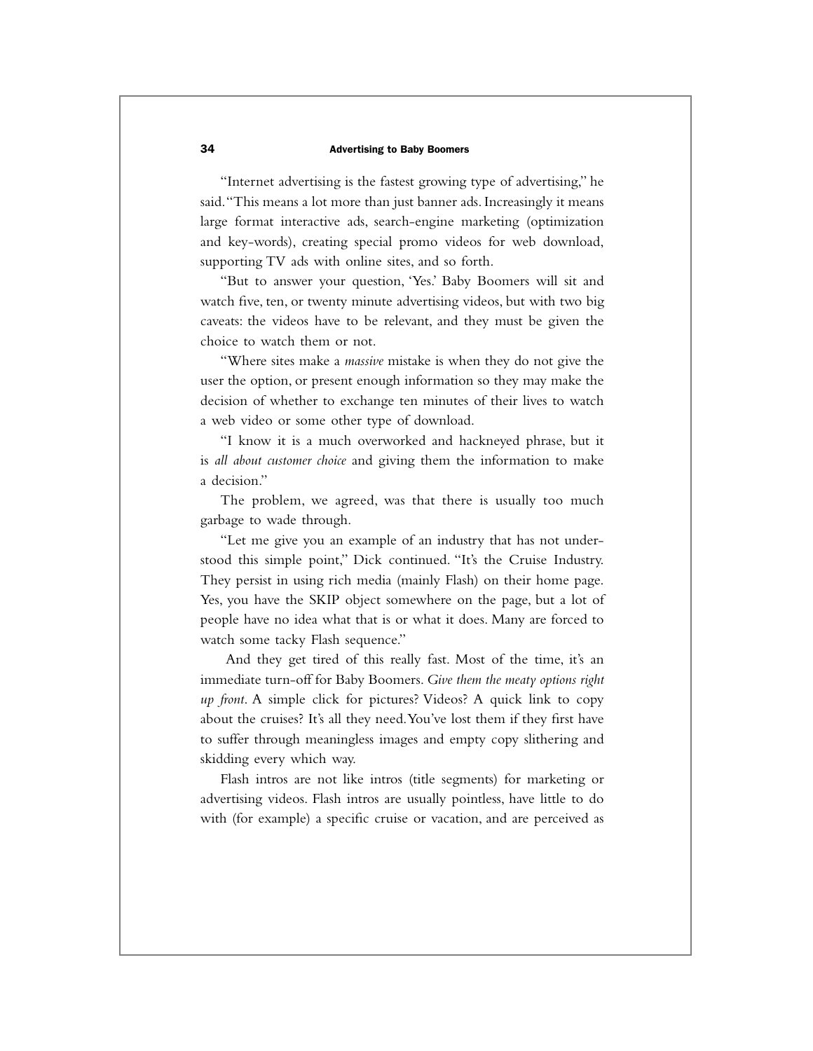"Internet advertising is the fastest growing type of advertising," he said. "This means a lot more than just banner ads. Increasingly it means large format interactive ads, search-engine marketing (optimization and key-words), creating special promo videos for web download, supporting TV ads with online sites, and so forth.

"But to answer your question, 'Yes.' Baby Boomers will sit and watch five, ten, or twenty minute advertising videos, but with two big caveats: the videos have to be relevant, and they must be given the choice to watch them or not.

"Where sites make a *massive* mistake is when they do not give the user the option, or present enough information so they may make the decision of whether to exchange ten minutes of their lives to watch a web video or some other type of download.

"I know it is a much overworked and hackneyed phrase, but it is *all about customer choice* and giving them the information to make a decision."

The problem, we agreed, was that there is usually too much garbage to wade through.

"Let me give you an example of an industry that has not understood this simple point," Dick continued. "It's the Cruise Industry. They persist in using rich media (mainly Flash) on their home page. Yes, you have the SKIP object somewhere on the page, but a lot of people have no idea what that is or what it does. Many are forced to watch some tacky Flash sequence."

And they get tired of this really fast. Most of the time, it's an immediate turn-off for Baby Boomers. *Give them the meaty options right up front*. A simple click for pictures? Videos? A quick link to copy about the cruises? It's all they need. You've lost them if they first have to suffer through meaningless images and empty copy slithering and skidding every which way.

Flash intros are not like intros (title segments) for marketing or advertising videos. Flash intros are usually pointless, have little to do with (for example) a specific cruise or vacation, and are perceived as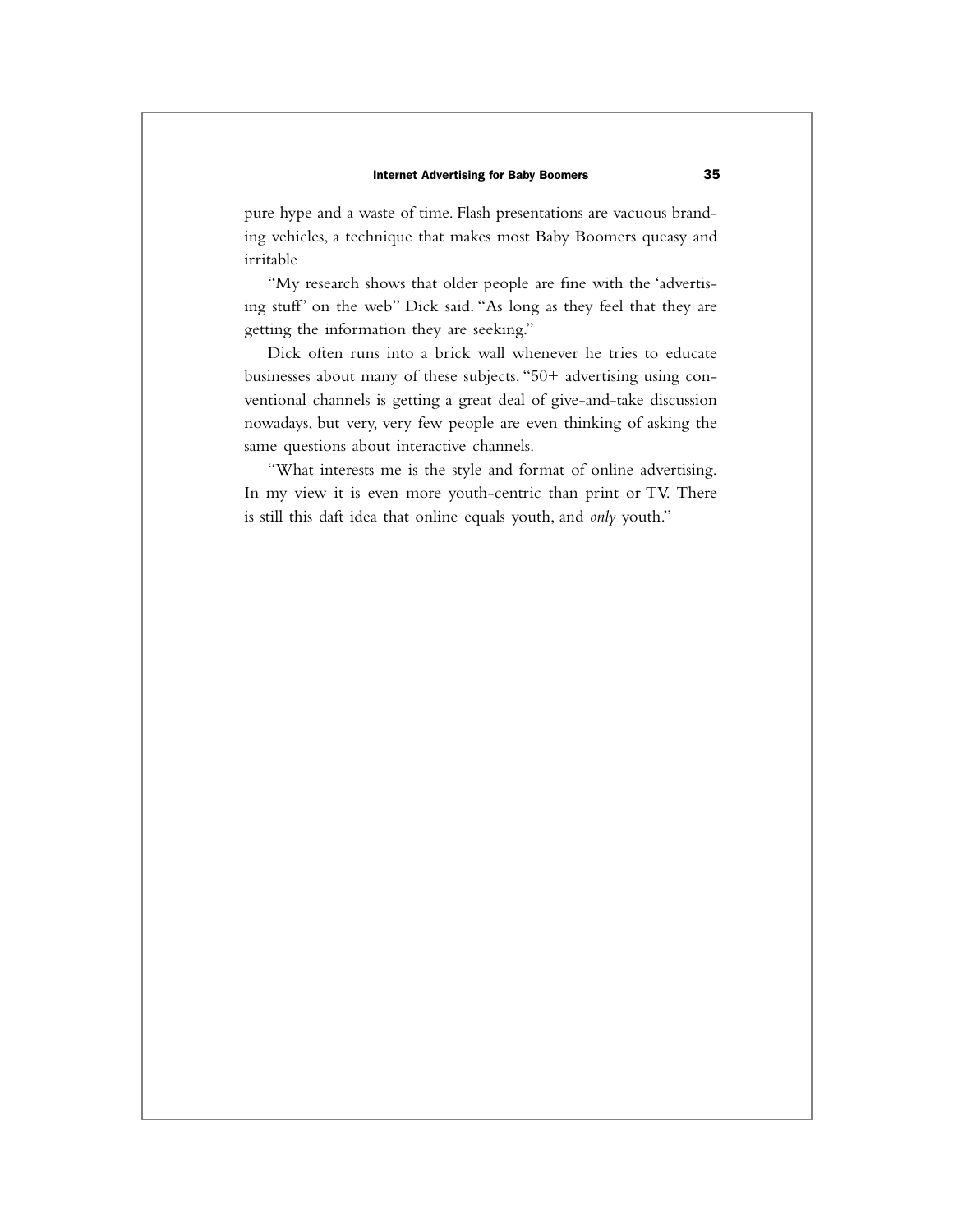pure hype and a waste of time. Flash presentations are vacuous branding vehicles, a technique that makes most Baby Boomers queasy and irritable

"My research shows that older people are fine with the 'advertising stuff' on the web" Dick said. "As long as they feel that they are getting the information they are seeking."

Dick often runs into a brick wall whenever he tries to educate businesses about many of these subjects. "50+ advertising using conventional channels is getting a great deal of give-and-take discussion nowadays, but very, very few people are even thinking of asking the same questions about interactive channels.

"What interests me is the style and format of online advertising. In my view it is even more youth-centric than print or TV. There is still this daft idea that online equals youth, and *only* youth."